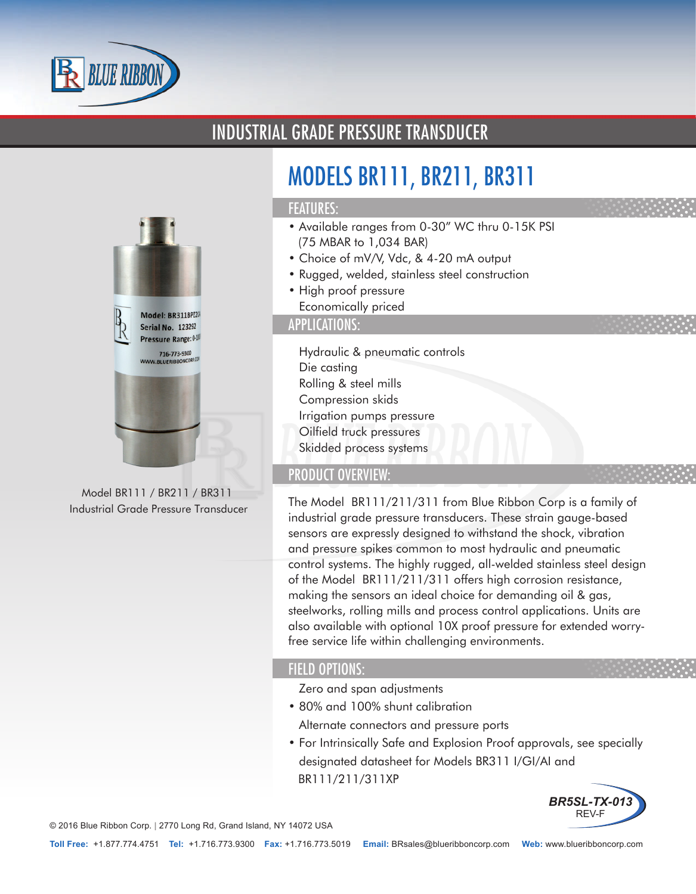# INDUSTRIAL GRADE PRESSURE TRANSDUCER

Model BR111 / BR211 / BR311
Industrial Grade Pressure Transducer

## MODELS BR111, BR211, BR311

### FEATURES:

- Available ranges from 0-30" WC thru 0-15K PSI (75 MBAR to 1,034 BAR)
- Choice of mV/V, Vdc, & 4-20 mA output
- Rugged, welded, stainless steel construction
- High proof pressure
- Economically priced

### APPLICATIONS:

- Hydraulic & pneumatic controls
- Die casting
- Rolling & steel mills
- Compression skids
- Irrigation pumps pressure
- Oilfield truck pressures
- Skidded process systems

### PRODUCT OVERVIEW:

The Model BR111/211/311 from Blue Ribbon Corp is a family of industrial grade pressure transducers. These strain gauge-based sensors are expressly designed to withstand the shock, vibration and pressure spikes common to most hydraulic and pneumatic control systems. The highly rugged, all-welded stainless steel design of the Model BR111/211/311 offers high corrosion resistance, making the sensors an ideal choice for demanding oil & gas, steelworks, rolling mills and process control applications. Units are also available with optional 10X proof pressure for extended worry-free service life within challenging environments.

### FIELD OPTIONS:

- Zero and span adjustments
- 80% and 100% shunt calibration
- Alternate connectors and pressure ports
- For Intrinsically Safe and Explosion Proof approvals, see specially designated datasheet for Models BR311 I/GI/AI and BR111/211/311XP

BR5SL-TX-013
REV-F

© 2016 Blue Ribbon Corp. | 2770 Long Rd, Grand Island, NY 14072 USA

**Toll Free:** +1.877.774.4751 **Tel:** +1.716.773.9300 **Fax:** +1.716.773.5019 **Email:** BRsales@blueribboncorp.com **Web:** www.blueribboncorp.com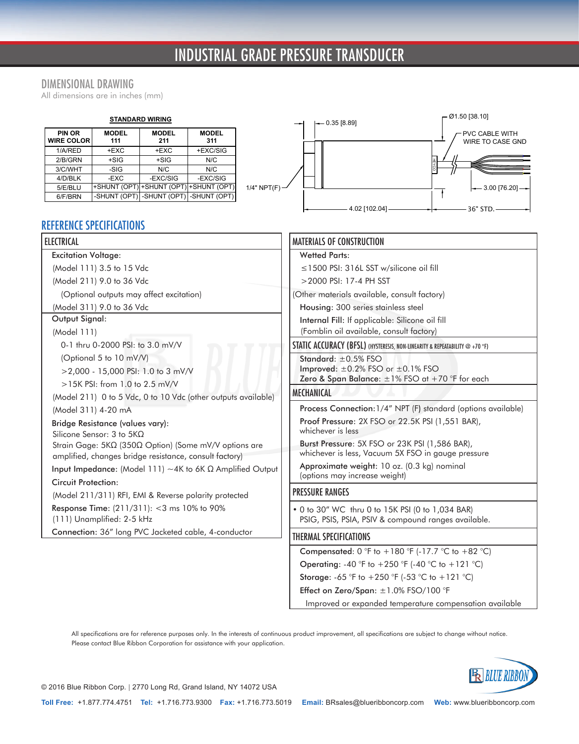# INDUSTRIAL GRADE PRESSURE TRANSDUCER

## DIMENSIONAL DRAWING

All dimensions are in inches (mm)

**STANDARD WIRING**

| PIN OR WIRE COLOR | MODEL 111 | MODEL 211 | MODEL 311 |
|---|---|---|---|
| 1/A/RED | +EXC | +EXC | +EXC/SIG |
| 2/B/GRN | +SIG | +SIG | N/C |
| 3/C/WHT | -SIG | N/C | N/C |
| 4/D/BLK | -EXC | -EXC/SIG | -EXC/SIG |
| 5/E/BLU | +SHUNT (OPT) | +SHUNT (OPT) | +SHUNT (OPT) |
| 6/F/BRN | -SHUNT (OPT) | -SHUNT (OPT) | -SHUNT (OPT) |

0.35 [8.89]

Ø1.50 [38.10]

PVC CABLE WITH WIRE TO CASE GND

1/4" NPT(F)

3.00 [76.20]

4.02 [102.04]

36" STD.

## REFERENCE SPECIFICATIONS

### ELECTRICAL

**Excitation Voltage:**
(Model 111) 3.5 to 15 Vdc
(Model 211) 9.0 to 36 Vdc
(Optional outputs may affect excitation)
(Model 311) 9.0 to 36 Vdc

**Output Signal:**
(Model 111)
0-1 thru 0-2000 PSI: to 3.0 mV/V
(Optional 5 to 10 mV/V)
>2,000 - 15,000 PSI: 1.0 to 3 mV/V
>15K PSI: from 1.0 to 2.5 mV/V
(Model 211) 0 to 5 Vdc, 0 to 10 Vdc (other outputs available)
(Model 311) 4-20 mA

**Bridge Resistance (values vary):**
Silicone Sensor: 3 to 5KΩ
Strain Gage: 5KΩ (350Ω Option) (Some mV/V options are amplified, changes bridge resistance, consult factory)

**Input Impedance:** (Model 111) ~4K to 6K Ω Amplified Output

**Circuit Protection:**
(Model 211/311) RFI, EMI & Reverse polarity protected

**Response Time:** (211/311): <3 ms 10% to 90%
(111) Unamplified: 2-5 kHz

**Connection:** 36" long PVC Jacketed cable, 4-conductor

### MATERIALS OF CONSTRUCTION

**Wetted Parts:**
≤1500 PSI: 316L SST w/silicone oil fill
>2000 PSI: 17-4 PH SST
(Other materials available, consult factory)

**Housing:** 300 series stainless steel

**Internal Fill:** If applicable: Silicone oil fill
(Fomblin oil available, consult factory)

### STATIC ACCURACY (BFSL) (HYSTERESIS, NON-LINEARITY & REPEATABILITY @ +70 °F)

**Standard:** ±0.5% FSO
**Improved:** ±0.2% FSO or ±0.1% FSO
**Zero & Span Balance:** ±1% FSO at +70 °F for each

### MECHANICAL

**Process Connection:** 1/4" NPT (F) standard (options available)

**Proof Pressure:** 2X FSO or 22.5K PSI (1,551 BAR), whichever is less

**Burst Pressure:** 5X FSO or 23K PSI (1,586 BAR), whichever is less, Vacuum 5X FSO in gauge pressure

**Approximate weight:** 10 oz. (0.3 kg) nominal (options may increase weight)

### PRESSURE RANGES

- 0 to 30" WC thru 0 to 15K PSI (0 to 1,034 BAR) PSIG, PSIS, PSIA, PSIV & compound ranges available.

### THERMAL SPECIFICATIONS

**Compensated:** 0 °F to +180 °F (-17.7 °C to +82 °C)
**Operating:** -40 °F to +250 °F (-40 °C to +121 °C)
**Storage:** -65 °F to +250 °F (-53 °C to +121 °C)
**Effect on Zero/Span:** ±1.0% FSO/100 °F
Improved or expanded temperature compensation available

All specifications are for reference purposes only. In the interests of continuous product improvement, all specifications are subject to change without notice. Please contact Blue Ribbon Corporation for assistance with your application.

BLUE RIBBON

© 2016 Blue Ribbon Corp. | 2770 Long Rd, Grand Island, NY 14072 USA

**Toll Free:** +1.877.774.4751 **Tel:** +1.716.773.9300 **Fax:** +1.716.773.5019 **Email:** BRsales@blueribboncorp.com **Web:** www.blueribboncorp.com